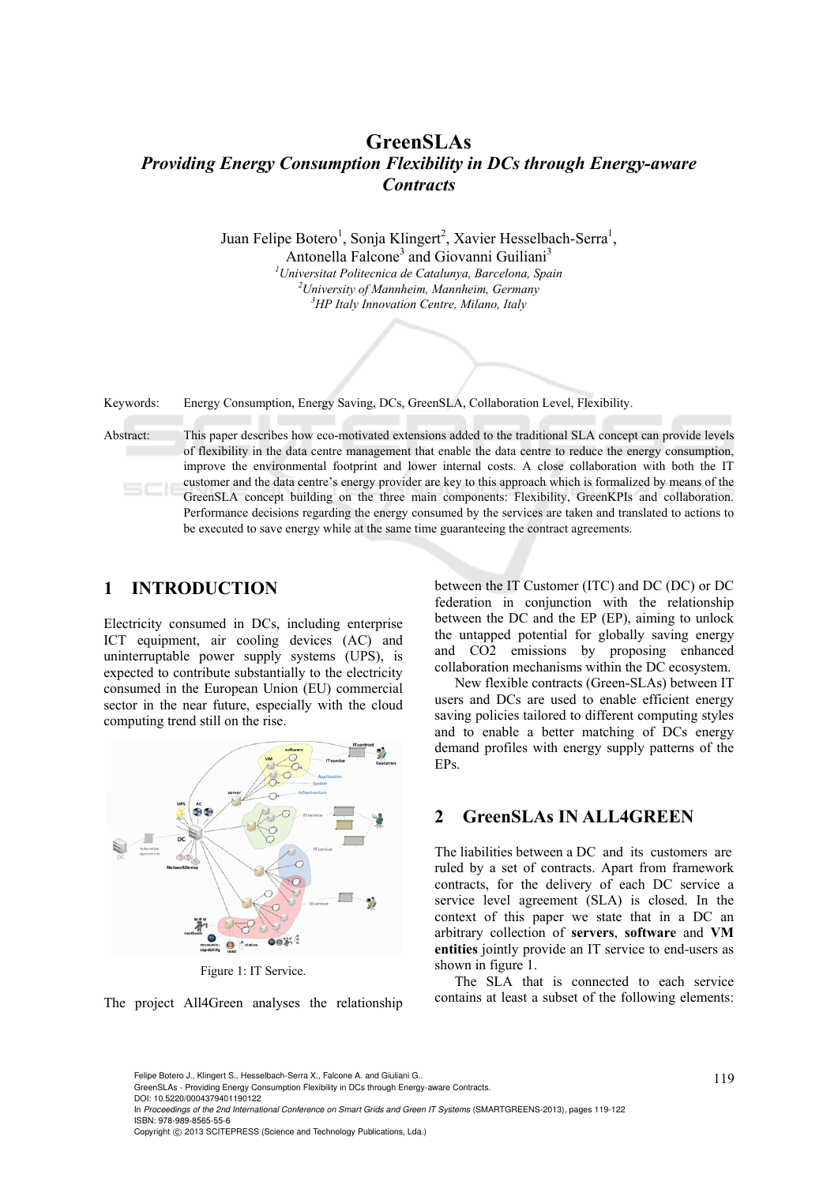# GreenSLAs

## *Providing Energy Consumption Flexibility in DCs through Energy-aware Contracts*

Juan Felipe Botero[1], Sonja Klingert[2], Xavier Hesselbach-Serra[1], Antonella Falcone[3] and Giovanni Guiliani[3]

[1]*Universitat Politecnica de Catalunya, Barcelona, Spain*
[2]*University of Mannheim, Mannheim, Germany*
[3]*HP Italy Innovation Centre, Milano, Italy*

Keywords: Energy Consumption, Energy Saving, DCs, GreenSLA, Collaboration Level, Flexibility.

Abstract: This paper describes how eco-motivated extensions added to the traditional SLA concept can provide levels of flexibility in the data centre management that enable the data centre to reduce the energy consumption, improve the environmental footprint and lower internal costs. A close collaboration with both the IT customer and the data centre's energy provider are key to this approach which is formalized by means of the GreenSLA concept building on the three main components: Flexibility, GreenKPIs and collaboration. Performance decisions regarding the energy consumed by the services are taken and translated to actions to be executed to save energy while at the same time guaranteeing the contract agreements.

## 1 INTRODUCTION

Electricity consumed in DCs, including enterprise ICT equipment, air cooling devices (AC) and uninterruptable power supply systems (UPS), is expected to contribute substantially to the electricity consumed in the European Union (EU) commercial sector in the near future, especially with the cloud computing trend still on the rise.

Figure 1: IT Service.

The project All4Green analyses the relationship between the IT Customer (ITC) and DC (DC) or DC federation in conjunction with the relationship between the DC and the EP (EP), aiming to unlock the untapped potential for globally saving energy and $CO_2$ emissions by proposing enhanced collaboration mechanisms within the DC ecosystem.

New flexible contracts (Green-SLAs) between IT users and DCs are used to enable efficient energy saving policies tailored to different computing styles and to enable a better matching of DCs energy demand profiles with energy supply patterns of the EPs.

## 2 GreenSLAs IN ALL4GREEN

The liabilities between a DC and its customers are ruled by a set of contracts. Apart from framework contracts, for the delivery of each DC service a service level agreement (SLA) is closed. In the context of this paper we state that in a DC an arbitrary collection of **servers**, **software** and **VM entities** jointly provide an IT service to end-users as shown in figure 1.

The SLA that is connected to each service contains at least a subset of the following elements: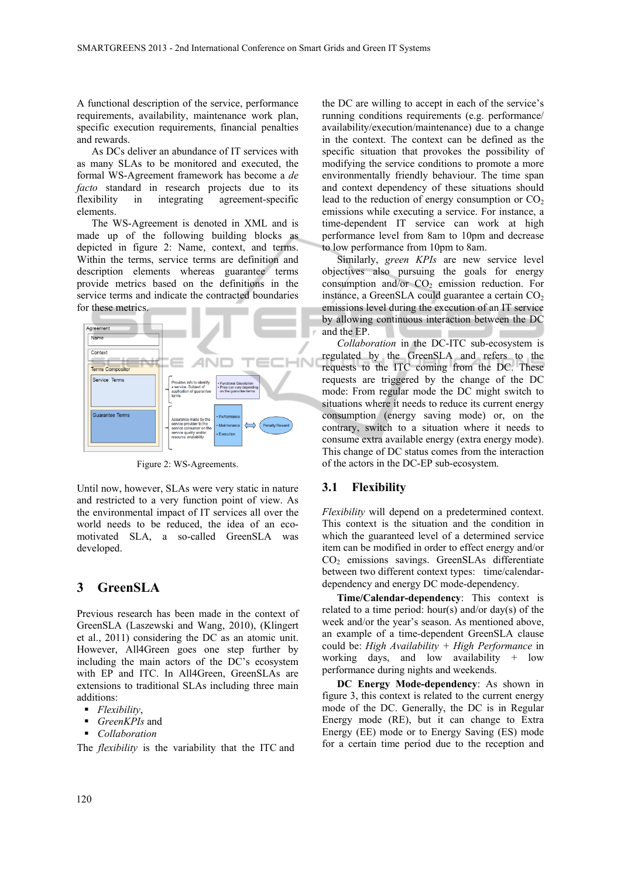A functional description of the service, performance requirements, availability, maintenance work plan, specific execution requirements, financial penalties and rewards.

As DCs deliver an abundance of IT services with as many SLAs to be monitored and executed, the formal WS-Agreement framework has become a *de facto* standard in research projects due to its flexibility in integrating agreement-specific elements.

The WS-Agreement is denoted in XML and is made up of the following building blocks as depicted in figure 2: Name, context, and terms. Within the terms, service terms are definition and description elements whereas guarantee terms provide metrics based on the definitions in the service terms and indicate the contracted boundaries for these metrics.

Figure 2: WS-Agreements.

Until now, however, SLAs were very static in nature and restricted to a very function point of view. As the environmental impact of IT services all over the world needs to be reduced, the idea of an eco-motivated SLA, a so-called GreenSLA was developed.

## 3 GreenSLA

Previous research has been made in the context of GreenSLA (Laszewski and Wang, 2010), (Klingert et al., 2011) considering the DC as an atomic unit. However, All4Green goes one step further by including the main actors of the DC's ecosystem with EP and ITC. In All4Green, GreenSLAs are extensions to traditional SLAs including three main additions:

- *Flexibility*,
- *GreenKPIs* and
- *Collaboration*

The *flexibility* is the variability that the ITC and the DC are willing to accept in each of the service's running conditions requirements (e.g. performance/ availability/execution/maintenance) due to a change in the context. The context can be defined as the specific situation that provokes the possibility of modifying the service conditions to promote a more environmentally friendly behaviour. The time span and context dependency of these situations should lead to the reduction of energy consumption or $CO_2$ emissions while executing a service. For instance, a time-dependent IT service can work at high performance level from 8am to 10pm and decrease to low performance from 10pm to 8am.

Similarly, *green KPIs* are new service level objectives also pursuing the goals for energy consumption and/or $CO_2$ emission reduction. For instance, a GreenSLA could guarantee a certain $CO_2$ emissions level during the execution of an IT service by allowing continuous interaction between the DC and the EP.

*Collaboration* in the DC-ITC sub-ecosystem is regulated by the GreenSLA and refers to the requests to the ITC coming from the DC. These requests are triggered by the change of the DC mode: From regular mode the DC might switch to situations where it needs to reduce its current energy consumption (energy saving mode) or, on the contrary, switch to a situation where it needs to consume extra available energy (extra energy mode). This change of DC status comes from the interaction of the actors in the DC-EP sub-ecosystem.

### 3.1 Flexibility

*Flexibility* will depend on a predetermined context. This context is the situation and the condition in which the guaranteed level of a determined service item can be modified in order to effect energy and/or $CO_2$ emissions savings. GreenSLAs differentiate between two different context types: time/calendar-dependency and energy DC mode-dependency.

**Time/Calendar-dependency**: This context is related to a time period: hour(s) and/or day(s) of the week and/or the year's season. As mentioned above, an example of a time-dependent GreenSLA clause could be: *High Availability* + *High Performance* in working days, and low availability + low performance during nights and weekends.

**DC Energy Mode-dependency**: As shown in figure 3, this context is related to the current energy mode of the DC. Generally, the DC is in Regular Energy mode (RE), but it can change to Extra Energy (EE) mode or to Energy Saving (ES) mode for a certain time period due to the reception and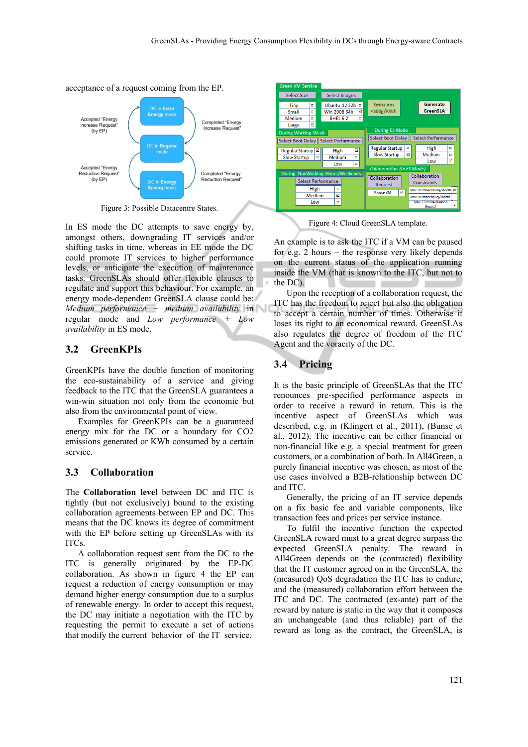acceptance of a request coming from the EP.

Figure 3: Possible Datacentre States.

In ES mode the DC attempts to save energy by, amongst others, downgrading IT services and/or shifting tasks in time, whereas in EE mode the DC could promote IT services to higher performance levels, or anticipate the execution of maintenance tasks. GreenSLAs should offer flexible clauses to regulate and support this behaviour. For example, an energy mode-dependent GreenSLA clause could be: *Medium performance + medium availability* in regular mode and *Low performance + Low availability* in ES mode.

## 3.2 GreenKPIs

GreenKPIs have the double function of monitoring the eco-sustainability of a service and giving feedback to the ITC that the GreenSLA guarantees a win-win situation not only from the economic but also from the environmental point of view.

Examples for GreenKPIs can be a guaranteed energy mix for the DC or a boundary for CO2 emissions generated or KWh consumed by a certain service.

## 3.3 Collaboration

The **Collaboration level** between DC and ITC is tightly (but not exclusively) bound to the existing collaboration agreements between EP and DC. This means that the DC knows its degree of commitment with the EP before setting up GreenSLAs with its ITCs.

A collaboration request sent from the DC to the ITC is generally originated by the EP-DC collaboration. As shown in figure 4 the EP can request a reduction of energy consumption or may demand higher energy consumption due to a surplus of renewable energy. In order to accept this request, the DC may initiate a negotiation with the ITC by requesting the permit to execute a set of actions that modify the current behavior of the IT service.

Figure 4: Cloud GreenSLA template.

An example is to ask the ITC if a VM can be paused for e.g. 2 hours – the response very likely depends on the current status of the application running inside the VM (that is known to the ITC, but not to the DC).

Upon the reception of a collaboration request, the ITC has the freedom to reject but also the obligation to accept a certain number of times. Otherwise it loses its right to an economical reward. GreenSLAs also regulates the degree of freedom of the ITC Agent and the voracity of the DC.

## 3.4 Pricing

It is the basic principle of GreenSLAs that the ITC renounces pre-specified performance aspects in order to receive a reward in return. This is the incentive aspect of GreenSLAs which was described, e.g. in (Klingert et al., 2011), (Bunse et al., 2012). The incentive can be either financial or non-financial like e.g. a special treatment for green customers, or a combination of both. In All4Green, a purely financial incentive was chosen, as most of the use cases involved a B2B-relationship between DC and ITC.

Generally, the pricing of an IT service depends on a fix basic fee and variable components, like transaction fees and prices per service instance.

To fulfil the incentive function the expected GreenSLA reward must to a great degree surpass the expected GreenSLA penalty. The reward in All4Green depends on the (contracted) flexibility that the IT customer agreed on in the GreenSLA, the (measured) QoS degradation the ITC has to endure, and the (measured) collaboration effort between the ITC and DC. The contracted (ex-ante) part of the reward by nature is static in the way that it composes an unchangeable (and thus reliable) part of the reward as long as the contract, the GreenSLA, is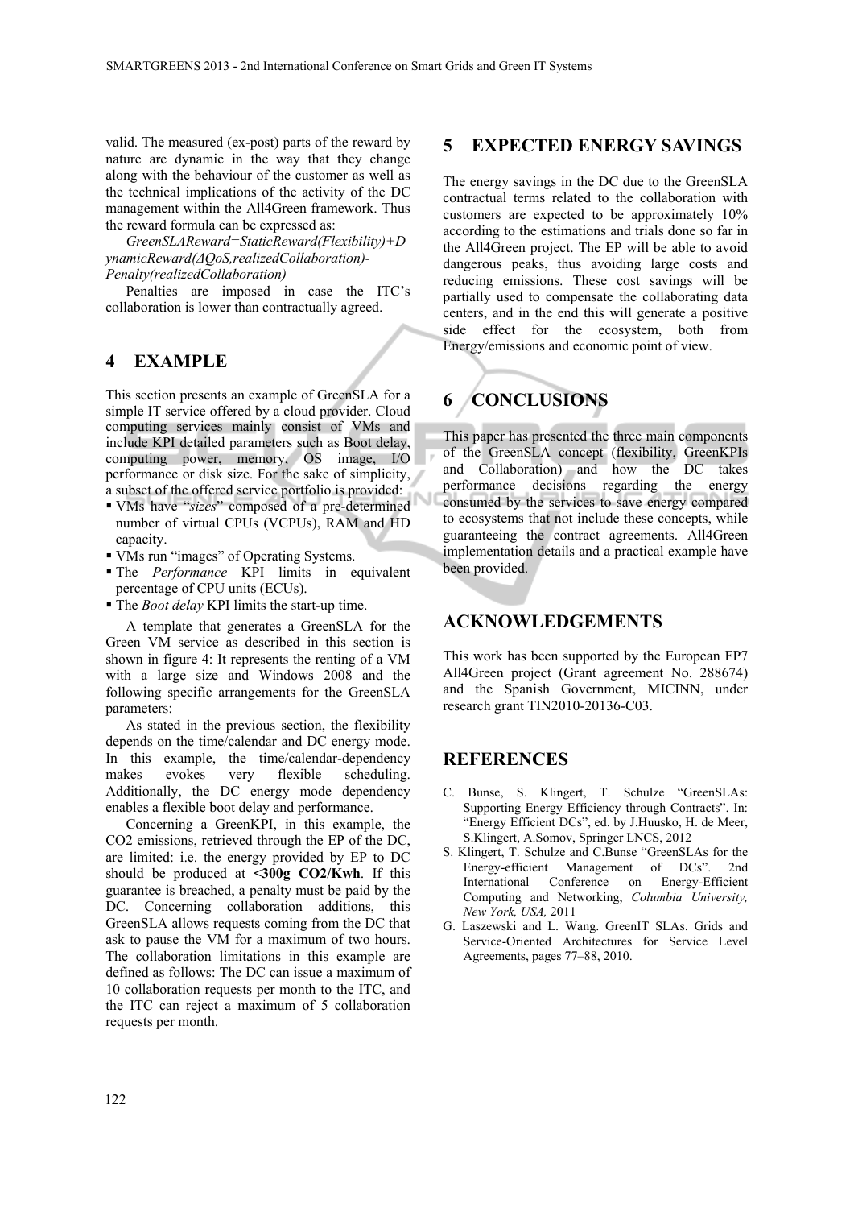valid. The measured (ex-post) parts of the reward by nature are dynamic in the way that they change along with the behaviour of the customer as well as the technical implications of the activity of the DC management within the All4Green framework. Thus the reward formula can be expressed as:

*GreenSLAReward=StaticReward(Flexibility)+DynamicReward(ΔQoS,realizedCollaboration)-Penalty(realizedCollaboration)*

Penalties are imposed in case the ITC's collaboration is lower than contractually agreed.

# 4 EXAMPLE

This section presents an example of GreenSLA for a simple IT service offered by a cloud provider. Cloud computing services mainly consist of VMs and include KPI detailed parameters such as Boot delay, computing power, memory, OS image, I/O performance or disk size. For the sake of simplicity, a subset of the offered service portfolio is provided:

- VMs have "*sizes*" composed of a pre-determined number of virtual CPUs (VCPUs), RAM and HD capacity.
- VMs run "images" of Operating Systems.
- The *Performance* KPI limits in equivalent percentage of CPU units (ECUs).
- The *Boot delay* KPI limits the start-up time.

A template that generates a GreenSLA for the Green VM service as described in this section is shown in figure 4: It represents the renting of a VM with a large size and Windows 2008 and the following specific arrangements for the GreenSLA parameters:

As stated in the previous section, the flexibility depends on the time/calendar and DC energy mode. In this example, the time/calendar-dependency makes evokes very flexible scheduling. Additionally, the DC energy mode dependency enables a flexible boot delay and performance.

Concerning a GreenKPI, in this example, the CO2 emissions, retrieved through the EP of the DC, are limited: i.e. the energy provided by EP to DC should be produced at **<300g CO2/Kwh**. If this guarantee is breached, a penalty must be paid by the DC. Concerning collaboration additions, this GreenSLA allows requests coming from the DC that ask to pause the VM for a maximum of two hours. The collaboration limitations in this example are defined as follows: The DC can issue a maximum of 10 collaboration requests per month to the ITC, and the ITC can reject a maximum of 5 collaboration requests per month.

# 5 EXPECTED ENERGY SAVINGS

The energy savings in the DC due to the GreenSLA contractual terms related to the collaboration with customers are expected to be approximately 10% according to the estimations and trials done so far in the All4Green project. The EP will be able to avoid dangerous peaks, thus avoiding large costs and reducing emissions. These cost savings will be partially used to compensate the collaborating data centers, and in the end this will generate a positive side effect for the ecosystem, both from Energy/emissions and economic point of view.

# 6 CONCLUSIONS

This paper has presented the three main components of the GreenSLA concept (flexibility, GreenKPIs and Collaboration) and how the DC takes performance decisions regarding the energy consumed by the services to save energy compared to ecosystems that not include these concepts, while guaranteeing the contract agreements. All4Green implementation details and a practical example have been provided.

# ACKNOWLEDGEMENTS

This work has been supported by the European FP7 All4Green project (Grant agreement No. 288674) and the Spanish Government, MICINN, under research grant TIN2010-20136-C03.

# REFERENCES

C. Bunse, S. Klingert, T. Schulze "GreenSLAs: Supporting Energy Efficiency through Contracts". In: "Energy Efficient DCs", ed. by J.Huusko, H. de Meer, S.Klingert, A.Somov, Springer LNCS, 2012

S. Klingert, T. Schulze and C.Bunse "GreenSLAs for the Energy-efficient Management of DCs". 2nd International Conference on Energy-Efficient Computing and Networking, *Columbia University, New York, USA,* 2011

G. Laszewski and L. Wang. GreenIT SLAs. Grids and Service-Oriented Architectures for Service Level Agreements, pages 77–88, 2010.